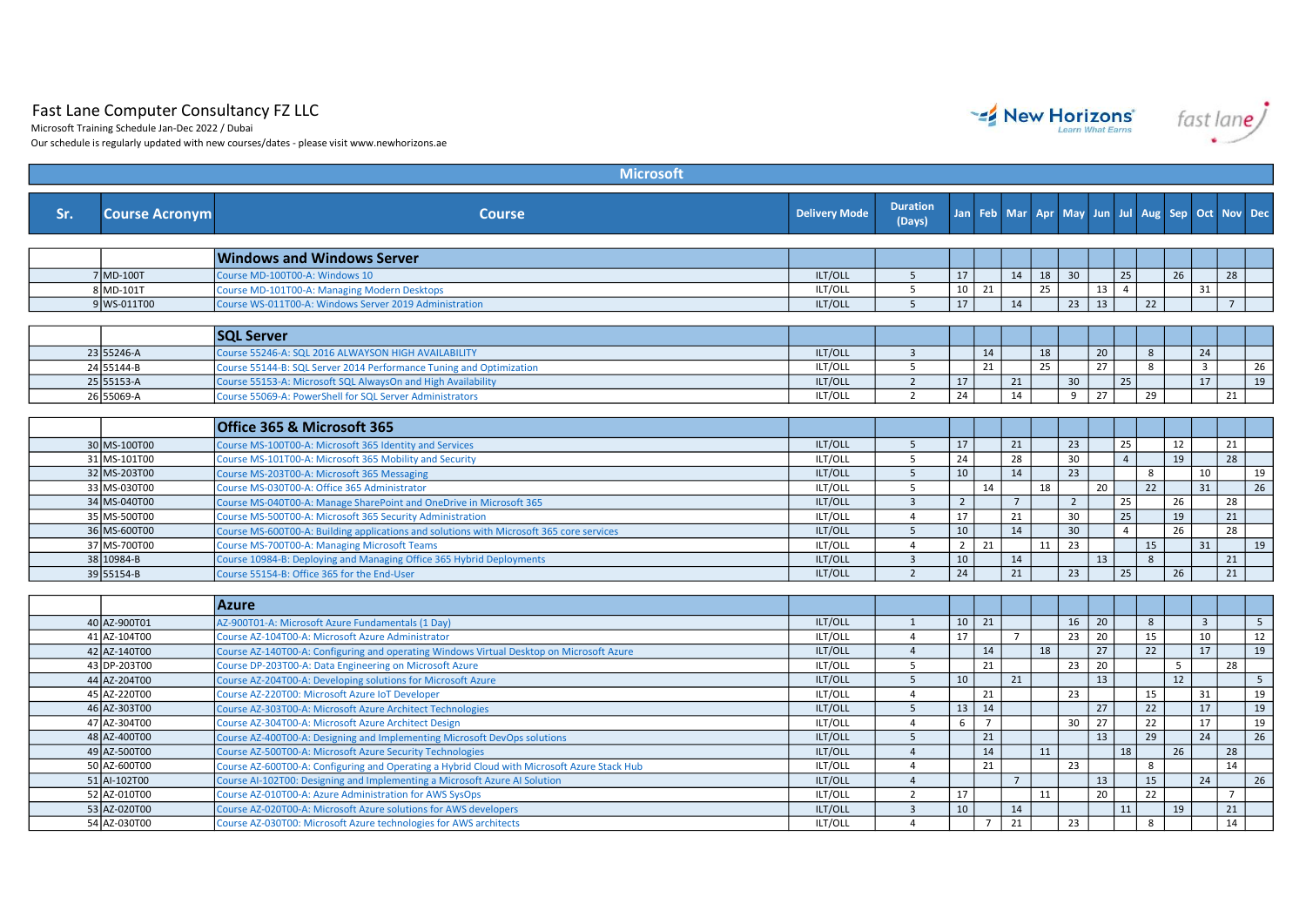# Fast Lane Computer Consultancy FZ LLC

Microsoft Training Schedule Jan-Dec 2022 / Dubai

Our schedule is regularly updated with new courses/dates - please visit www.newhorizons.ae

## Microsoft

| Sr. | Course Acronym | Course | Delivery Mode | Duration (Days) | Jan | Feb | Mar | Apr | May | Jun | Jul | Aug | Sep | Oct | Nov | Dec |
|---|---|---|---|---|---|---|---|---|---|---|---|---|---|---|---|---|
| | | **Windows and Windows Server** | | | | | | | | | | | | | | |
| 7 | MD-100T | Course MD-100T00-A: Windows 10 | ILT/OLL | 5 | 17 | | 14 | 18 | 30 | | 25 | | 26 | | 28 | |
| 8 | MD-101T | Course MD-101T00-A: Managing Modern Desktops | ILT/OLL | 5 | 10 | 21 | | 25 | | 13 | 4 | | | 31 | | |
| 9 | WS-011T00 | Course WS-011T00-A: Windows Server 2019 Administration | ILT/OLL | 5 | 17 | | 14 | | 23 | 13 | | 22 | | | 7 | |
| | | **SQL Server** | | | | | | | | | | | | | | |
| 23 | 55246-A | Course 55246-A: SQL 2016 ALWAYSON HIGH AVAILABILITY | ILT/OLL | 3 | | 14 | | 18 | | 20 | | 8 | | 24 | | |
| 24 | 55144-B | Course 55144-B: SQL Server 2014 Performance Tuning and Optimization | ILT/OLL | 5 | | 21 | | 25 | | 27 | | 8 | | 3 | | 26 |
| 25 | 55153-A | Course 55153-A: Microsoft SQL AlwaysOn and High Availability | ILT/OLL | 2 | 17 | | 21 | | 30 | | 25 | | | 17 | | 19 |
| 26 | 55069-A | Course 55069-A: PowerShell for SQL Server Administrators | ILT/OLL | 2 | 24 | | 14 | | 9 | 27 | | 29 | | | 21 | |
| | | **Office 365 & Microsoft 365** | | | | | | | | | | | | | | |
| 30 | MS-100T00 | Course MS-100T00-A: Microsoft 365 Identity and Services | ILT/OLL | 5 | 17 | | 21 | | 23 | | 25 | | 12 | | 21 | |
| 31 | MS-101T00 | Course MS-101T00-A: Microsoft 365 Mobility and Security | ILT/OLL | 5 | 24 | | 28 | | 30 | | 4 | | 19 | | 28 | |
| 32 | MS-203T00 | Course MS-203T00-A: Microsoft 365 Messaging | ILT/OLL | 5 | 10 | | 14 | | 23 | | | 8 | | 10 | | 19 |
| 33 | MS-030T00 | Course MS-030T00-A: Office 365 Administrator | ILT/OLL | 5 | | 14 | | 18 | | 20 | | 22 | | 31 | | 26 |
| 34 | MS-040T00 | Course MS-040T00-A: Manage SharePoint and OneDrive in Microsoft 365 | ILT/OLL | 3 | 2 | | 7 | | 2 | | 25 | | 26 | | 28 | |
| 35 | MS-500T00 | Course MS-500T00-A: Microsoft 365 Security Administration | ILT/OLL | 4 | 17 | | 21 | | 30 | | 25 | | 19 | | 21 | |
| 36 | MS-600T00 | Course MS-600T00-A: Building applications and solutions with Microsoft 365 core services | ILT/OLL | 5 | 10 | | 14 | | 30 | | 4 | | 26 | | 28 | |
| 37 | MS-700T00 | Course MS-700T00-A: Managing Microsoft Teams | ILT/OLL | 4 | 2 | 21 | | 11 | 23 | | | 15 | | 31 | | 19 |
| 38 | 10984-B | Course 10984-B: Deploying and Managing Office 365 Hybrid Deployments | ILT/OLL | 3 | 10 | | 14 | | | 13 | | 8 | | | 21 | |
| 39 | 55154-B | Course 55154-B: Office 365 for the End-User | ILT/OLL | 2 | 24 | | 21 | | 23 | | 25 | | 26 | | 21 | |
| | | **Azure** | | | | | | | | | | | | | | |
| 40 | AZ-900T01 | AZ-900T01-A: Microsoft Azure Fundamentals (1 Day) | ILT/OLL | 1 | 10 | 21 | | | 16 | 20 | | 8 | | 3 | | 5 |
| 41 | AZ-104T00 | Course AZ-104T00-A: Microsoft Azure Administrator | ILT/OLL | 4 | 17 | | 7 | | 23 | 20 | | 15 | | 10 | | 12 |
| 42 | AZ-140T00 | Course AZ-140T00-A: Configuring and operating Windows Virtual Desktop on Microsoft Azure | ILT/OLL | 4 | | 14 | | 18 | | 27 | | 22 | | 17 | | 19 |
| 43 | DP-203T00 | Course DP-203T00-A: Data Engineering on Microsoft Azure | ILT/OLL | 5 | | 21 | | | 23 | 20 | | | 5 | | 28 | |
| 44 | AZ-204T00 | Course AZ-204T00-A: Developing solutions for Microsoft Azure | ILT/OLL | 5 | 10 | | 21 | | | 13 | | | 12 | | | 5 |
| 45 | AZ-220T00 | Course AZ-220T00: Microsoft Azure IoT Developer | ILT/OLL | 4 | | 21 | | | 23 | | | 15 | | 31 | | 19 |
| 46 | AZ-303T00 | Course AZ-303T00-A: Microsoft Azure Architect Technologies | ILT/OLL | 5 | 13 | 14 | | | | 27 | | 22 | | 17 | | 19 |
| 47 | AZ-304T00 | Course AZ-304T00-A: Microsoft Azure Architect Design | ILT/OLL | 4 | 6 | 7 | | | 30 | 27 | | 22 | | 17 | | 19 |
| 48 | AZ-400T00 | Course AZ-400T00-A: Designing and Implementing Microsoft DevOps solutions | ILT/OLL | 5 | | 21 | | | | 13 | | 29 | | 24 | | 26 |
| 49 | AZ-500T00 | Course AZ-500T00-A: Microsoft Azure Security Technologies | ILT/OLL | 4 | | 14 | | 11 | | | 18 | | 26 | | 28 | |
| 50 | AZ-600T00 | Course AZ-600T00-A: Configuring and Operating a Hybrid Cloud with Microsoft Azure Stack Hub | ILT/OLL | 4 | | 21 | | | 23 | | | 8 | | | 14 | |
| 51 | AI-102T00 | Course AI-102T00: Designing and Implementing a Microsoft Azure AI Solution | ILT/OLL | 4 | | | 7 | | | 13 | | 15 | | 24 | | 26 |
| 52 | AZ-010T00 | Course AZ-010T00-A: Azure Administration for AWS SysOps | ILT/OLL | 2 | 17 | | | 11 | | 20 | | 22 | | | 7 | |
| 53 | AZ-020T00 | Course AZ-020T00-A: Microsoft Azure solutions for AWS developers | ILT/OLL | 3 | 10 | | 14 | | | | 11 | | 19 | | 21 | |
| 54 | AZ-030T00 | Course AZ-030T00: Microsoft Azure technologies for AWS architects | ILT/OLL | 4 | | 7 | 21 | | 23 | | | 8 | | | 14 | |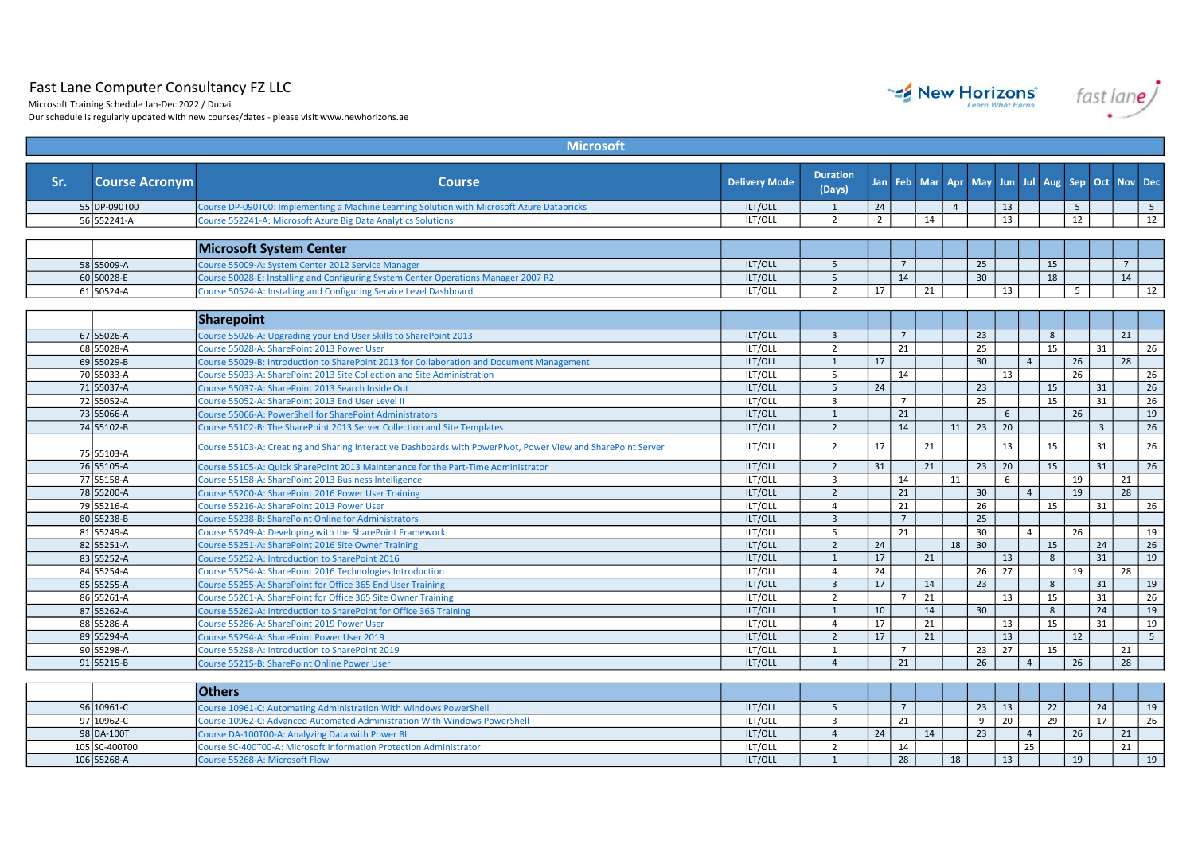# Fast Lane Computer Consultancy FZ LLC

Microsoft Training Schedule Jan-Dec 2022 / Dubai

Our schedule is regularly updated with new courses/dates - please visit www.newhorizons.ae

## Microsoft

| Sr. | Course Acronym | Course | Delivery Mode | Duration (Days) | Jan | Feb | Mar | Apr | May | Jun | Jul | Aug | Sep | Oct | Nov | Dec |
|---|---|---|---|---|---|---|---|---|---|---|---|---|---|---|---|---|
| 55 | DP-090T00 | Course DP-090T00: Implementing a Machine Learning Solution with Microsoft Azure Databricks | ILT/OLL | 1 | 24 | | | 4 | | 13 | | | 5 | | | 5 |
| 56 | 552241-A | Course 552241-A: Microsoft Azure Big Data Analytics Solutions | ILT/OLL | 2 | 2 | | 14 | | | 13 | | | 12 | | | 12 |
| | | **Microsoft System Center** | | | | | | | | | | | | | | |
| 58 | 55009-A | Course 55009-A: System Center 2012 Service Manager | ILT/OLL | 5 | | 7 | | | 25 | | | 15 | | | 7 | |
| 60 | 50028-E | Course 50028-E: Installing and Configuring System Center Operations Manager 2007 R2 | ILT/OLL | 5 | | 14 | | | 30 | | | 18 | | | 14 | |
| 61 | 50524-A | Course 50524-A: Installing and Configuring Service Level Dashboard | ILT/OLL | 2 | 17 | | 21 | | | 13 | | | 5 | | | 12 |
| | | **Sharepoint** | | | | | | | | | | | | | | |
| 67 | 55026-A | Course 55026-A: Upgrading your End User Skills to SharePoint 2013 | ILT/OLL | 3 | | 7 | | | 23 | | | 8 | | | 21 | |
| 68 | 55028-A | Course 55028-A: SharePoint 2013 Power User | ILT/OLL | 2 | | 21 | | | 25 | | | 15 | | 31 | | 26 |
| 69 | 55029-B | Course 55029-B: Introduction to SharePoint 2013 for Collaboration and Document Management | ILT/OLL | 1 | 17 | | | | 30 | | 4 | | 26 | | 28 | |
| 70 | 55033-A | Course 55033-A: SharePoint 2013 Site Collection and Site Administration | ILT/OLL | 5 | | 14 | | | | 13 | | | 26 | | | 26 |
| 71 | 55037-A | Course 55037-A: SharePoint 2013 Search Inside Out | ILT/OLL | 5 | 24 | | | | 23 | | | 15 | | 31 | | 26 |
| 72 | 55052-A | Course 55052-A: SharePoint 2013 End User Level II | ILT/OLL | 3 | | 7 | | | 25 | | | 15 | | 31 | | 26 |
| 73 | 55066-A | Course 55066-A: PowerShell for SharePoint Administrators | ILT/OLL | 1 | | 21 | | | | 6 | | | 26 | | | 19 |
| 74 | 55102-B | Course 55102-B: The SharePoint 2013 Server Collection and Site Templates | ILT/OLL | 2 | | 14 | | 11 | 23 | 20 | | | | 3 | | 26 |
| 75 | 55103-A | Course 55103-A: Creating and Sharing Interactive Dashboards with PowerPivot, Power View and SharePoint Server | ILT/OLL | 2 | 17 | | 21 | | | 13 | | 15 | | 31 | | 26 |
| 76 | 55105-A | Course 55105-A: Quick SharePoint 2013 Maintenance for the Part-Time Administrator | ILT/OLL | 2 | 31 | | 21 | | 23 | 20 | | 15 | | 31 | | 26 |
| 77 | 55158-A | Course 55158-A: SharePoint 2013 Business Intelligence | ILT/OLL | 3 | | 14 | | 11 | | 6 | | | 19 | | 21 | |
| 78 | 55200-A | Course 55200-A: SharePoint 2016 Power User Training | ILT/OLL | 2 | | 21 | | | 30 | | 4 | | 19 | | 28 | |
| 79 | 55216-A | Course 55216-A: SharePoint 2013 Power User | ILT/OLL | 4 | | 21 | | | 26 | | | 15 | | 31 | | 26 |
| 80 | 55238-B | Course 55238-B: SharePoint Online for Administrators | ILT/OLL | 3 | | 7 | | | 25 | | | | | | | |
| 81 | 55249-A | Course 55249-A: Developing with the SharePoint Framework | ILT/OLL | 5 | | 21 | | | 30 | | 4 | | 26 | | | 19 |
| 82 | 55251-A | Course 55251-A: SharePoint 2016 Site Owner Training | ILT/OLL | 2 | 24 | | | 18 | 30 | | | 15 | | 24 | | 26 |
| 83 | 55252-A | Course 55252-A: Introduction to SharePoint 2016 | ILT/OLL | 1 | 17 | | 21 | | | 13 | | 8 | | 31 | | 19 |
| 84 | 55254-A | Course 55254-A: SharePoint 2016 Technologies Introduction | ILT/OLL | 4 | 24 | | | | 26 | 27 | | | 19 | | 28 | |
| 85 | 55255-A | Course 55255-A: SharePoint for Office 365 End User Training | ILT/OLL | 3 | 17 | | | | 23 | | | 8 | | 31 | | 19 |
| 86 | 55261-A | Course 55261-A: SharePoint for Office 365 Site Owner Training | ILT/OLL | 2 | | 7 | 21 | | | 13 | | 15 | | 31 | | 26 |
| 87 | 55262-A | Course 55262-A: Introduction to SharePoint for Office 365 Training | ILT/OLL | 1 | 10 | | 14 | | 30 | | | 8 | | 24 | | 19 |
| 88 | 55286-A | Course 55286-A: SharePoint 2019 Power User | ILT/OLL | 4 | 17 | | 21 | | | 13 | | 15 | | 31 | | 19 |
| 89 | 55294-A | Course 55294-A: SharePoint Power User 2019 | ILT/OLL | 2 | 17 | | 21 | | | 13 | | | 12 | | | 5 |
| 90 | 55298-A | Course 55298-A: Introduction to SharePoint 2019 | ILT/OLL | 1 | | 7 | | | 23 | 27 | | 15 | | | 21 | |
| 91 | 55215-B | Course 55215-B: SharePoint Online Power User | ILT/OLL | 4 | | 21 | | | 26 | | 4 | | 26 | | 28 | |
| | | **Others** | | | | | | | | | | | | | | |
| 96 | 10961-C | Course 10961-C: Automating Administration With Windows PowerShell | ILT/OLL | 5 | | 7 | | | 23 | 13 | | 22 | | 24 | | 19 |
| 97 | 10962-C | Course 10962-C: Advanced Automated Administration With Windows PowerShell | ILT/OLL | 3 | | 21 | | | 9 | 20 | | 29 | | 17 | | 26 |
| 98 | DA-100T | Course DA-100T00-A: Analyzing Data with Power BI | ILT/OLL | 4 | 24 | | 14 | | 23 | | 4 | | 26 | | 21 | |
| 105 | SC-400T00 | Course SC-400T00-A: Microsoft Information Protection Administrator | ILT/OLL | 2 | | 14 | | | | | 25 | | | | 21 | |
| 106 | 55268-A | Course 55268-A: Microsoft Flow | ILT/OLL | 1 | | 28 | | 18 | | 13 | | | 19 | | | 19 |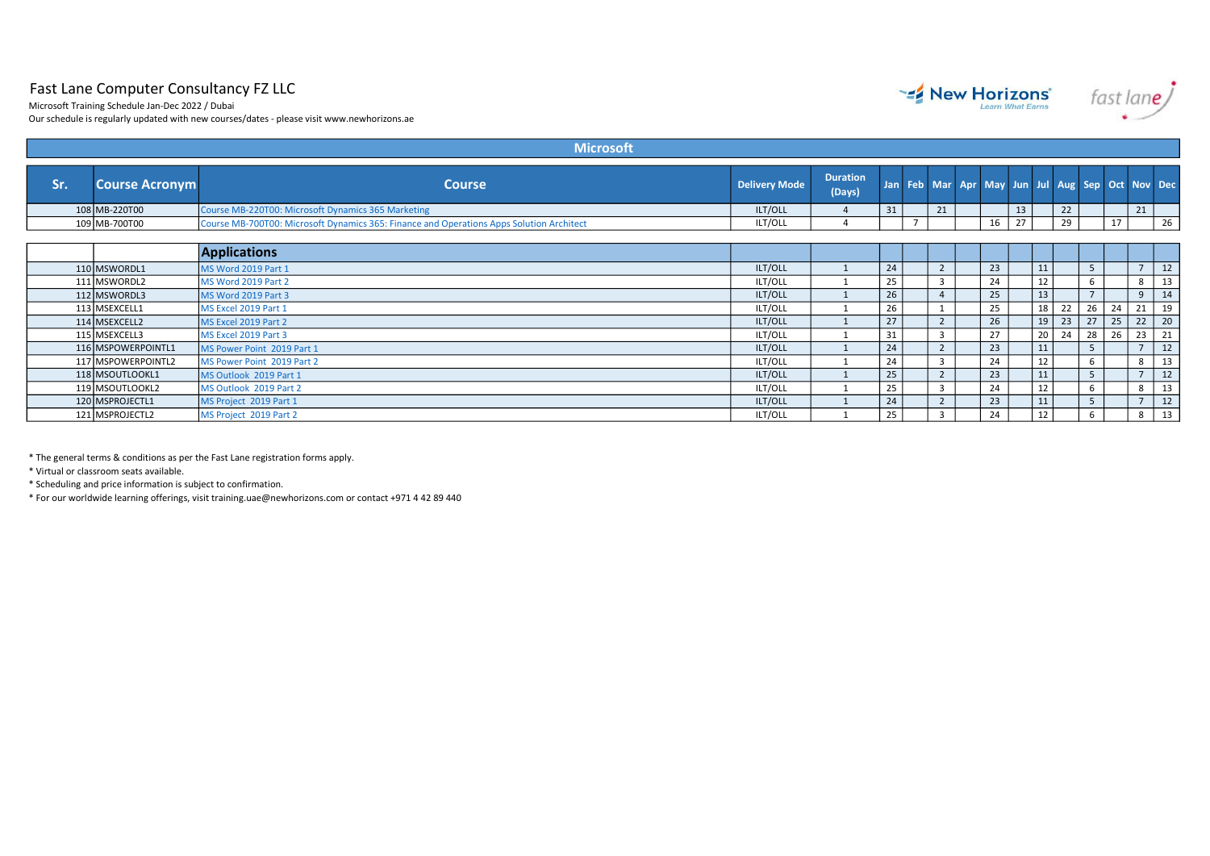# Fast Lane Computer Consultancy FZ LLC

Microsoft Training Schedule Jan-Dec 2022 / Dubai

Our schedule is regularly updated with new courses/dates - please visit www.newhorizons.ae

## Microsoft

| Sr. | Course Acronym | Course | Delivery Mode | Duration (Days) | Jan | Feb | Mar | Apr | May | Jun | Jul | Aug | Sep | Oct | Nov | Dec |
|---|---|---|---|---|---|---|---|---|---|---|---|---|---|---|---|---|
| 108 | MB-220T00 | Course MB-220T00: Microsoft Dynamics 365 Marketing | ILT/OLL | 4 | 31 | | 21 | | | 13 | | 22 | | | 21 | |
| 109 | MB-700T00 | Course MB-700T00: Microsoft Dynamics 365: Finance and Operations Apps Solution Architect | ILT/OLL | 4 | | 7 | | | 16 | 27 | | 29 | | 17 | | 26 |
| | | **Applications** | | | | | | | | | | | | | | |
| 110 | MSWORDL1 | MS Word 2019 Part 1 | ILT/OLL | 1 | 24 | | 2 | | 23 | | 11 | | 5 | | 7 | 12 |
| 111 | MSWORDL2 | MS Word 2019 Part 2 | ILT/OLL | 1 | 25 | | 3 | | 24 | | 12 | | 6 | | 8 | 13 |
| 112 | MSWORDL3 | MS Word 2019 Part 3 | ILT/OLL | 1 | 26 | | 4 | | 25 | | 13 | | 7 | | 9 | 14 |
| 113 | MSEXCELL1 | MS Excel 2019 Part 1 | ILT/OLL | 1 | 26 | | 1 | | 25 | | 18 | 22 | 26 | 24 | 21 | 19 |
| 114 | MSEXCELL2 | MS Excel 2019 Part 2 | ILT/OLL | 1 | 27 | | 2 | | 26 | | 19 | 23 | 27 | 25 | 22 | 20 |
| 115 | MSEXCELL3 | MS Excel 2019 Part 3 | ILT/OLL | 1 | 31 | | 3 | | 27 | | 20 | 24 | 28 | 26 | 23 | 21 |
| 116 | MSPOWERPOINTL1 | MS Power Point 2019 Part 1 | ILT/OLL | 1 | 24 | | 2 | | 23 | | 11 | | 5 | | 7 | 12 |
| 117 | MSPOWERPOINTL2 | MS Power Point 2019 Part 2 | ILT/OLL | 1 | 24 | | 3 | | 24 | | 12 | | 6 | | 8 | 13 |
| 118 | MSOUTLOOKL1 | MS Outlook 2019 Part 1 | ILT/OLL | 1 | 25 | | 2 | | 23 | | 11 | | 5 | | 7 | 12 |
| 119 | MSOUTLOOKL2 | MS Outlook 2019 Part 2 | ILT/OLL | 1 | 25 | | 3 | | 24 | | 12 | | 6 | | 8 | 13 |
| 120 | MSPROJECTL1 | MS Project 2019 Part 1 | ILT/OLL | 1 | 24 | | 2 | | 23 | | 11 | | 5 | | 7 | 12 |
| 121 | MSPROJECTL2 | MS Project 2019 Part 2 | ILT/OLL | 1 | 25 | | 3 | | 24 | | 12 | | 6 | | 8 | 13 |

* The general terms & conditions as per the Fast Lane registration forms apply.
* Virtual or classroom seats available.
* Scheduling and price information is subject to confirmation.
* For our worldwide learning offerings, visit training.uae@newhorizons.com or contact +971 4 42 89 440